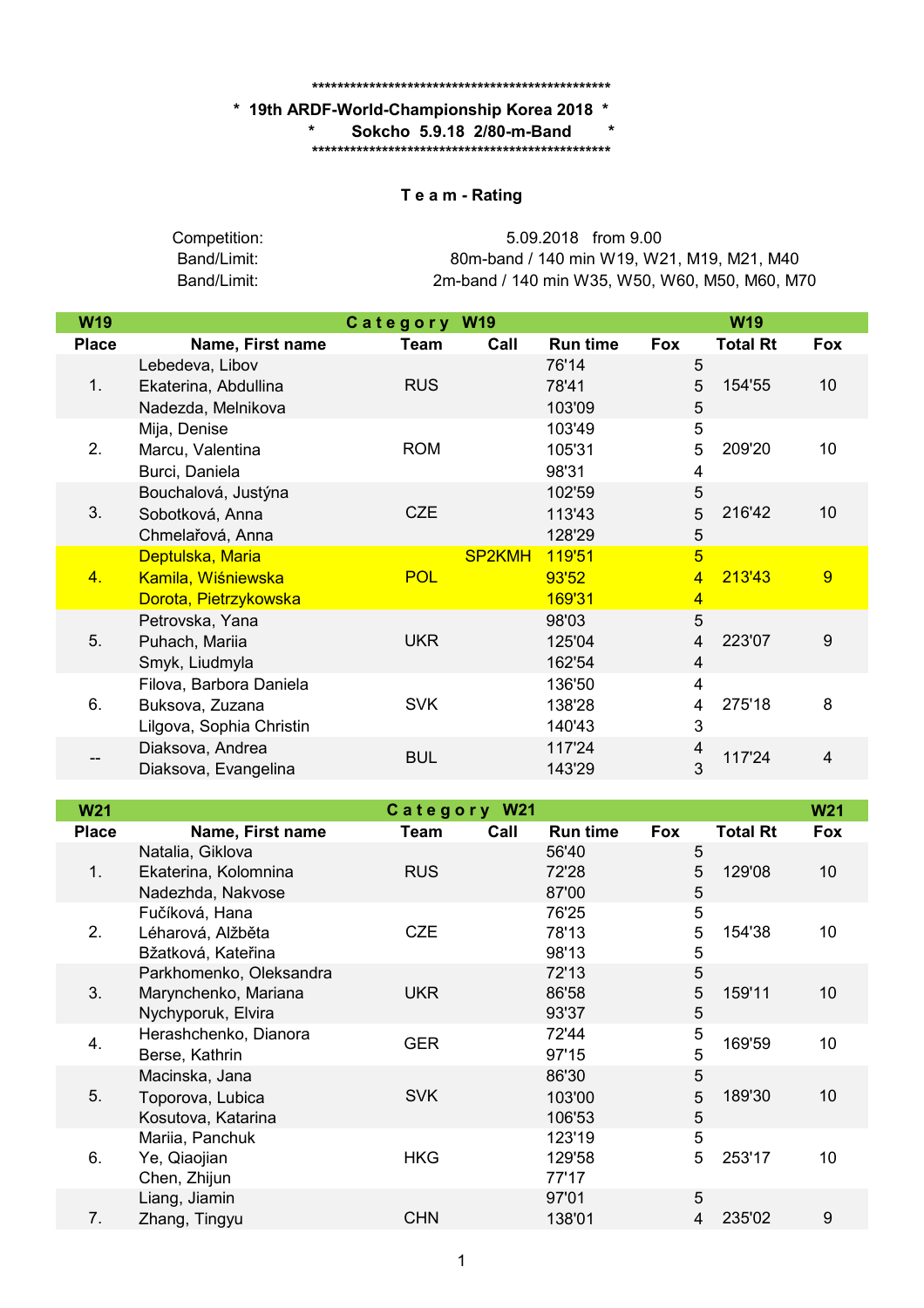**************************************************

**\* 19th ARDF-World-Championship Korea 2018 \***

**\* Sokcho 5.9.18 2/80-m-Band \***

**************************************************

## T e a m - Rating

| | |
|---|---|
| Competition: | 5.09.2018 from 9.00 |
| Band/Limit: | 80m-band / 140 min W19, W21, M19, M21, M40 |
| Band/Limit: | 2m-band / 140 min W35, W50, W60, M50, M60, M70 |

| W19 | | Category W19 | | | | W19 | |
|---|---|---|---|---|---|---|---|
| **Place** | **Name, First name** | **Team** | **Call** | **Run time** | **Fox** | **Total Rt** | **Fox** |
| 1. | Lebedeva, Libov | RUS | | 76'14 | 5 | 154'55 | 10 |
| | Ekaterina, Abdullina | | | 78'41 | 5 | | |
| | Nadezda, Melnikova | | | 103'09 | 5 | | |
| 2. | Mija, Denise | ROM | | 103'49 | 5 | 209'20 | 10 |
| | Marcu, Valentina | | | 105'31 | 5 | | |
| | Burci, Daniela | | | 98'31 | 4 | | |
| 3. | Bouchalová, Justýna | CZE | | 102'59 | 5 | 216'42 | 10 |
| | Sobotková, Anna | | | 113'43 | 5 | | |
| | Chmelařová, Anna | | | 128'29 | 5 | | |
| 4. | Deptulska, Maria | POL | SP2KMH | 119'51 | 5 | 213'43 | 9 |
| | Kamila, Wiśniewska | | | 93'52 | 4 | | |
| | Dorota, Pietrzykowska | | | 169'31 | 4 | | |
| 5. | Petrovska, Yana | UKR | | 98'03 | 5 | 223'07 | 9 |
| | Puhach, Mariia | | | 125'04 | 4 | | |
| | Smyk, Liudmyla | | | 162'54 | 4 | | |
| 6. | Filova, Barbora Daniela | SVK | | 136'50 | 4 | 275'18 | 8 |
| | Buksova, Zuzana | | | 138'28 | 4 | | |
| | Lilgova, Sophia Christin | | | 140'43 | 3 | | |
| -- | Diaksova, Andrea | BUL | | 117'24 | 4 | 117'24 | 4 |
| | Diaksova, Evangelina | | | 143'29 | 3 | | |

| W21 | | Category W21 | | | | | W21 |
|---|---|---|---|---|---|---|---|
| **Place** | **Name, First name** | **Team** | **Call** | **Run time** | **Fox** | **Total Rt** | **Fox** |
| 1. | Natalia, Giklova | RUS | | 56'40 | 5 | 129'08 | 10 |
| | Ekaterina, Kolomnina | | | 72'28 | 5 | | |
| | Nadezhda, Nakvose | | | 87'00 | 5 | | |
| 2. | Fučíková, Hana | CZE | | 76'25 | 5 | 154'38 | 10 |
| | Léharová, Alžběta | | | 78'13 | 5 | | |
| | Bžatková, Kateřina | | | 98'13 | 5 | | |
| 3. | Parkhomenko, Oleksandra | UKR | | 72'13 | 5 | 159'11 | 10 |
| | Marynchenko, Mariana | | | 86'58 | 5 | | |
| | Nychyporuk, Elvira | | | 93'37 | 5 | | |
| 4. | Herashchenko, Dianora | GER | | 72'44 | 5 | 169'59 | 10 |
| | Berse, Kathrin | | | 97'15 | 5 | | |
| 5. | Macinska, Jana | SVK | | 86'30 | 5 | 189'30 | 10 |
| | Toporova, Lubica | | | 103'00 | 5 | | |
| | Kosutova, Katarina | | | 106'53 | 5 | | |
| 6. | Mariia, Panchuk | HKG | | 123'19 | 5 | 253'17 | 10 |
| | Ye, Qiaojian | | | 129'58 | 5 | | |
| | Chen, Zhijun | | | 77'17 | | | |
| 7. | Liang, Jiamin | CHN | | 97'01 | 5 | 235'02 | 9 |
| | Zhang, Tingyu | | | 138'01 | 4 | | |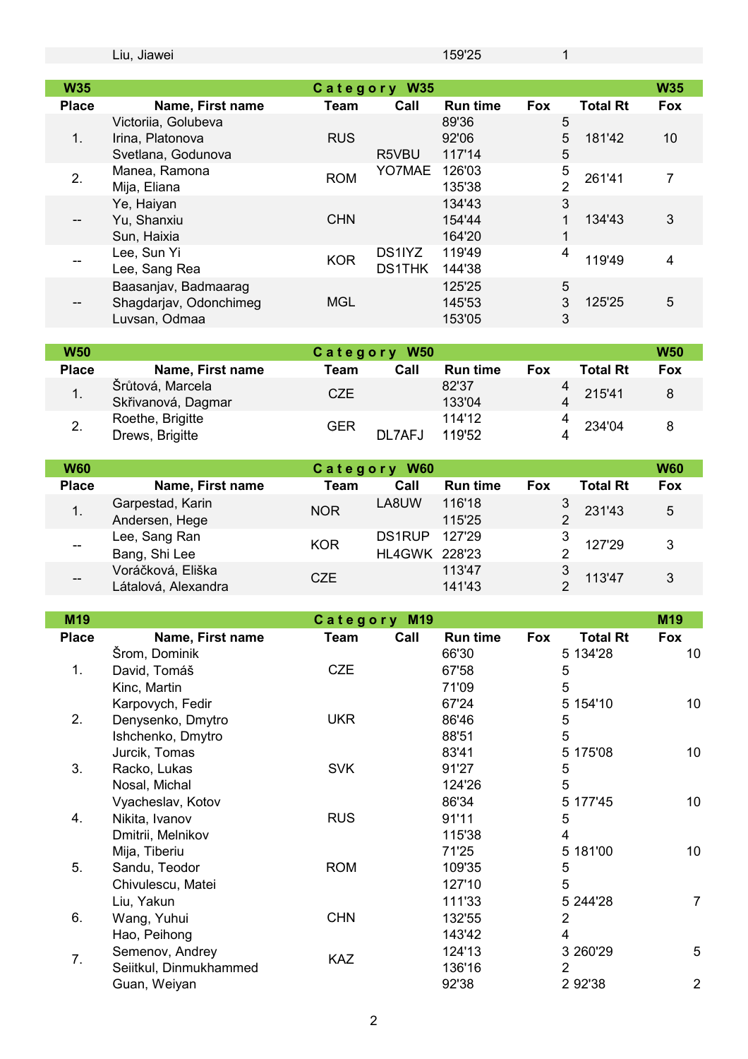| | Name, First name | Team | Call | Run time | Fox | Total Rt | Fox |
|---|---|---|---|---|---|---|---|
| | Liu, Jiawei | | | 159'25 | 1 | | |

| W35 | Category W35 | | | | | | W35 |
|---|---|---|---|---|---|---|---|
| **Place** | **Name, First name** | **Team** | **Call** | **Run time** | **Fox** | **Total Rt** | **Fox** |
| 1. | Victoriia, Golubeva | RUS | | 89'36 | 5 | 181'42 | 10 |
| | Irina, Platonova | | | 92'06 | 5 | | |
| | Svetlana, Godunova | | R5VBU | 117'14 | 5 | | |
| 2. | Manea, Ramona | ROM | YO7MAE | 126'03 | 5 | 261'41 | 7 |
| | Mija, Eliana | | | 135'38 | 2 | | |
| -- | Ye, Haiyan | CHN | | 134'43 | 3 | 134'43 | 3 |
| | Yu, Shanxiu | | | 154'44 | 1 | | |
| | Sun, Haixia | | | 164'20 | 1 | | |
| -- | Lee, Sun Yi | KOR | DS1IYZ | 119'49 | 4 | 119'49 | 4 |
| | Lee, Sang Rea | | DS1THK | 144'38 | | | |
| -- | Baasanjav, Badmaarag | MGL | | 125'25 | 5 | 125'25 | 5 |
| | Shagdarjav, Odonchimeg | | | 145'53 | 3 | | |
| | Luvsan, Odmaa | | | 153'05 | 3 | | |

| W50 | Category W50 | | | | | | W50 |
|---|---|---|---|---|---|---|---|
| **Place** | **Name, First name** | **Team** | **Call** | **Run time** | **Fox** | **Total Rt** | **Fox** |
| 1. | Šrůtová, Marcela | CZE | | 82'37 | 4 | 215'41 | 8 |
| | Skřivanová, Dagmar | | | 133'04 | 4 | | |
| 2. | Roethe, Brigitte | GER | | 114'12 | 4 | 234'04 | 8 |
| | Drews, Brigitte | | DL7AFJ | 119'52 | 4 | | |

| W60 | Category W60 | | | | | | W60 |
|---|---|---|---|---|---|---|---|
| **Place** | **Name, First name** | **Team** | **Call** | **Run time** | **Fox** | **Total Rt** | **Fox** |
| 1. | Garpestad, Karin | NOR | LA8UW | 116'18 | 3 | 231'43 | 5 |
| | Andersen, Hege | | | 115'25 | 2 | | |
| -- | Lee, Sang Ran | KOR | DS1RUP | 127'29 | 3 | 127'29 | 3 |
| | Bang, Shi Lee | | HL4GWK | 228'23 | 2 | | |
| -- | Voráčková, Eliška | CZE | | 113'47 | 3 | 113'47 | 3 |
| | Látalová, Alexandra | | | 141'43 | 2 | | |

| M19 | Category M19 | | | | | | M19 |
|---|---|---|---|---|---|---|---|
| **Place** | **Name, First name** | **Team** | **Call** | **Run time** | **Fox** | **Total Rt** | **Fox** |
| 1. | Šrom, Dominik | CZE | | 66'30 | 5 | 134'28 | 10 |
| | David, Tomáš | | | 67'58 | 5 | | |
| | Kinc, Martin | | | 71'09 | 5 | | |
| 2. | Karpovych, Fedir | UKR | | 67'24 | 5 | 154'10 | 10 |
| | Denysenko, Dmytro | | | 86'46 | 5 | | |
| | Ishchenko, Dmytro | | | 88'51 | 5 | | |
| 3. | Jurcik, Tomas | SVK | | 83'41 | 5 | 175'08 | 10 |
| | Racko, Lukas | | | 91'27 | 5 | | |
| | Nosal, Michal | | | 124'26 | 5 | | |
| 4. | Vyacheslav, Kotov | RUS | | 86'34 | 5 | 177'45 | 10 |
| | Nikita, Ivanov | | | 91'11 | 5 | | |
| | Dmitrii, Melnikov | | | 115'38 | 4 | | |
| 5. | Mija, Tiberiu | ROM | | 71'25 | 5 | 181'00 | 10 |
| | Sandu, Teodor | | | 109'35 | 5 | | |
| | Chivulescu, Matei | | | 127'10 | 5 | | |
| 6. | Liu, Yakun | CHN | | 111'33 | 5 | 244'28 | 7 |
| | Wang, Yuhui | | | 132'55 | 2 | | |
| | Hao, Peihong | | | 143'42 | 4 | | |
| 7. | Semenov, Andrey | KAZ | | 124'13 | 3 | 260'29 | 5 |
| | Seiitkul, Dinmukhammed | | | 136'16 | 2 | | |
| | Guan, Weiyan | | | 92'38 | 2 | 92'38 | 2 |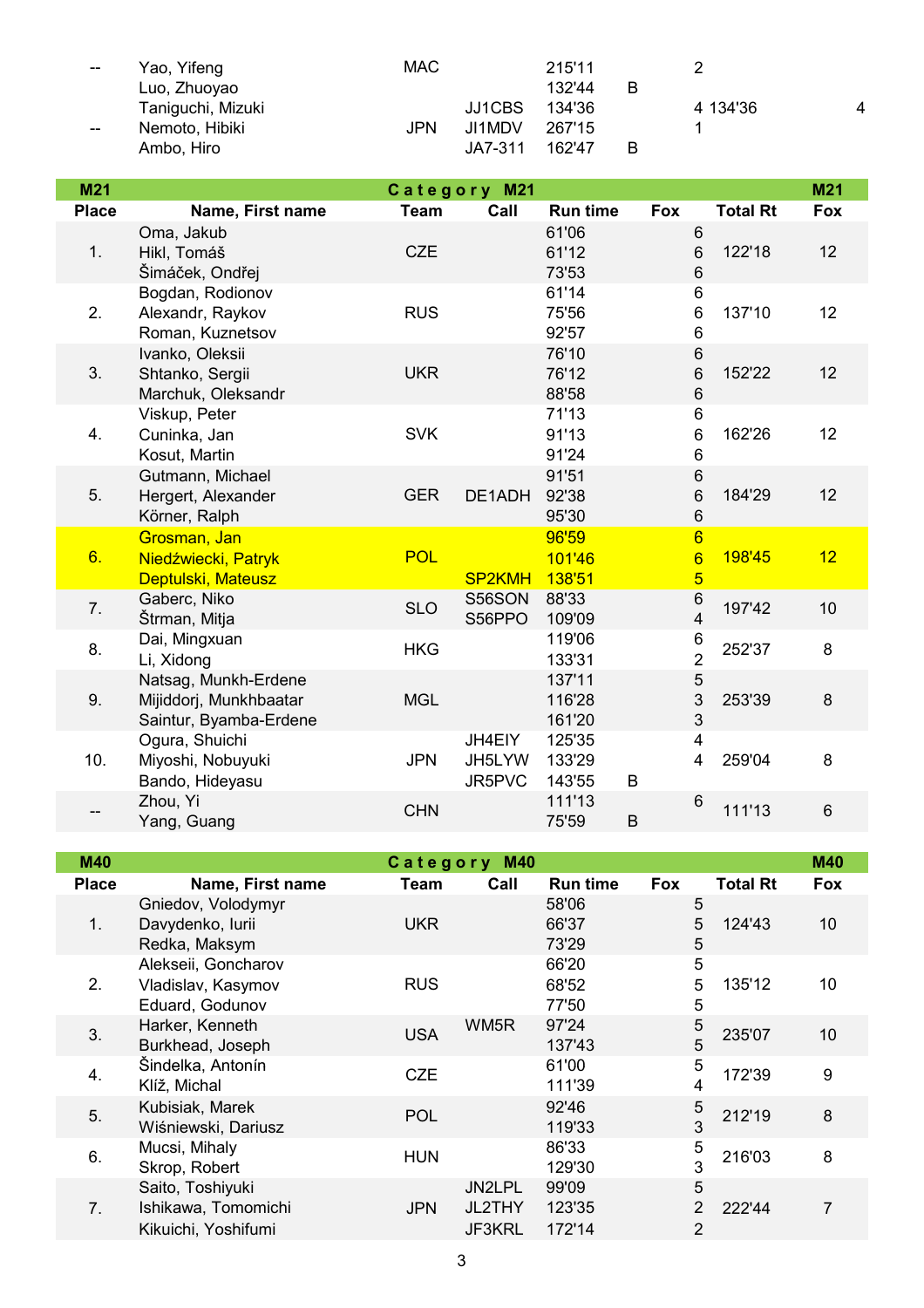| Place | Name, First name | Team | Call | Run time | | Fox | Total Rt | Fox |
|---|---|---|---|---|---|---|---|---|
| -- | Yao, Yifeng | MAC | | 215'11 | | 2 | | |
| | Luo, Zhuoyao | | | 132'44 | B | | | |
| | Taniguchi, Mizuki | | JJ1CBS | 134'36 | | 4 | 134'36 | 4 |
| -- | Nemoto, Hibiki | JPN | JI1MDV | 267'15 | | 1 | | |
| | Ambo, Hiro | | JA7-311 | 162'47 | B | | | |

## M21 — Category M21

| Place | Name, First name | Team | Call | Run time | | Fox | Total Rt | Fox |
|---|---|---|---|---|---|---|---|---|
| | Oma, Jakub | | | 61'06 | | 6 | | |
| 1. | Hikl, Tomáš | CZE | | 61'12 | | 6 | 122'18 | 12 |
| | Šimáček, Ondřej | | | 73'53 | | 6 | | |
| | Bogdan, Rodionov | | | 61'14 | | 6 | | |
| 2. | Alexandr, Raykov | RUS | | 75'56 | | 6 | 137'10 | 12 |
| | Roman, Kuznetsov | | | 92'57 | | 6 | | |
| | Ivanko, Oleksii | | | 76'10 | | 6 | | |
| 3. | Shtanko, Sergii | UKR | | 76'12 | | 6 | 152'22 | 12 |
| | Marchuk, Oleksandr | | | 88'58 | | 6 | | |
| | Viskup, Peter | | | 71'13 | | 6 | | |
| 4. | Cuninka, Jan | SVK | | 91'13 | | 6 | 162'26 | 12 |
| | Kosut, Martin | | | 91'24 | | 6 | | |
| | Gutmann, Michael | | | 91'51 | | 6 | | |
| 5. | Hergert, Alexander | GER | DE1ADH | 92'38 | | 6 | 184'29 | 12 |
| | Körner, Ralph | | | 95'30 | | 6 | | |
| | Grosman, Jan | | | 96'59 | | 6 | | |
| 6. | Niedźwiecki, Patryk | POL | | 101'46 | | 6 | 198'45 | 12 |
| | Deptulski, Mateusz | | SP2KMH | 138'51 | | 5 | | |
| 7. | Gaberc, Niko | SLO | S56SON | 88'33 | | 6 | 197'42 | 10 |
| | Štrman, Mitja | | S56PPO | 109'09 | | 4 | | |
| 8. | Dai, Mingxuan | HKG | | 119'06 | | 6 | 252'37 | 8 |
| | Li, Xidong | | | 133'31 | | 2 | | |
| | Natsag, Munkh-Erdene | | | 137'11 | | 5 | | |
| 9. | Mijiddorj, Munkhbaatar | MGL | | 116'28 | | 3 | 253'39 | 8 |
| | Saintur, Byamba-Erdene | | | 161'20 | | 3 | | |
| | Ogura, Shuichi | | JH4EIY | 125'35 | | 4 | | |
| 10. | Miyoshi, Nobuyuki | JPN | JH5LYW | 133'29 | | 4 | 259'04 | 8 |
| | Bando, Hideyasu | | JR5PVC | 143'55 | B | | | |
| -- | Zhou, Yi | CHN | | 111'13 | | 6 | 111'13 | 6 |
| | Yang, Guang | | | 75'59 | B | | | |

## M40 — Category M40

| Place | Name, First name | Team | Call | Run time | | Fox | Total Rt | Fox |
|---|---|---|---|---|---|---|---|---|
| | Gniedov, Volodymyr | | | 58'06 | | 5 | | |
| 1. | Davydenko, Iurii | UKR | | 66'37 | | 5 | 124'43 | 10 |
| | Redka, Maksym | | | 73'29 | | 5 | | |
| | Alekseii, Goncharov | | | 66'20 | | 5 | | |
| 2. | Vladislav, Kasymov | RUS | | 68'52 | | 5 | 135'12 | 10 |
| | Eduard, Godunov | | | 77'50 | | 5 | | |
| 3. | Harker, Kenneth | USA | WM5R | 97'24 | | 5 | 235'07 | 10 |
| | Burkhead, Joseph | | | 137'43 | | 5 | | |
| 4. | Šindelka, Antonín | CZE | | 61'00 | | 5 | 172'39 | 9 |
| | Klíž, Michal | | | 111'39 | | 4 | | |
| 5. | Kubisiak, Marek | POL | | 92'46 | | 5 | 212'19 | 8 |
| | Wiśniewski, Dariusz | | | 119'33 | | 3 | | |
| 6. | Mucsi, Mihaly | HUN | | 86'33 | | 5 | 216'03 | 8 |
| | Skrop, Robert | | | 129'30 | | 3 | | |
| | Saito, Toshiyuki | | JN2LPL | 99'09 | | 5 | | |
| 7. | Ishikawa, Tomomichi | JPN | JL2THY | 123'35 | | 2 | 222'44 | 7 |
| | Kikuichi, Yoshifumi | | JF3KRL | 172'14 | | 2 | | |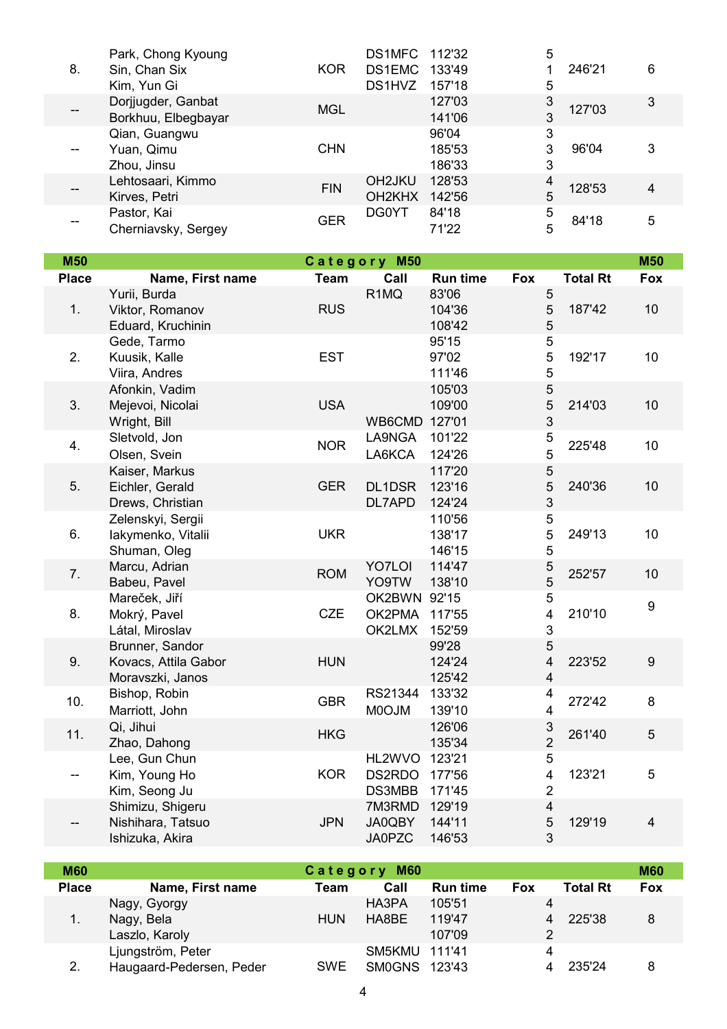| Place | Name, First name | Team | Call | Run time | Fox | Total Rt | Fox |
|---|---|---|---|---|---|---|---|
| 8. | Park, Chong Kyoung<br>Sin, Chan Six<br>Kim, Yun Gi | KOR | DS1MFC<br>DS1EMC<br>DS1HVZ | 112'32<br>133'49<br>157'18 | 5<br>1<br>5 | 246'21 | 6 |
| -- | Dorjjugder, Ganbat<br>Borkhuu, Elbegbayar | MGL | | 127'03<br>141'06 | 3<br>3 | 127'03 | 3 |
| -- | Qian, Guangwu<br>Yuan, Qimu<br>Zhou, Jinsu | CHN | | 96'04<br>185'53<br>186'33 | 3<br>3<br>3 | 96'04 | 3 |
| -- | Lehtosaari, Kimmo<br>Kirves, Petri | FIN | OH2JKU<br>OH2KHX | 128'53<br>142'56 | 4<br>5 | 128'53 | 4 |
| -- | Pastor, Kai<br>Cherniavsky, Sergey | GER | DG0YT | 84'18<br>71'22 | 5<br>5 | 84'18 | 5 |

| M50 | | Category M50 | | | | | M50 |
|---|---|---|---|---|---|---|---|
| **Place** | **Name, First name** | **Team** | **Call** | **Run time** | **Fox** | **Total Rt** | **Fox** |
| 1. | Yurii, Burda<br>Viktor, Romanov<br>Eduard, Kruchinin | RUS | R1MQ | 83'06<br>104'36<br>108'42 | 5<br>5<br>5 | 187'42 | 10 |
| 2. | Gede, Tarmo<br>Kuusik, Kalle<br>Viira, Andres | EST | | 95'15<br>97'02<br>111'46 | 5<br>5<br>5 | 192'17 | 10 |
| 3. | Afonkin, Vadim<br>Mejevoi, Nicolai<br>Wright, Bill | USA | <br><br>WB6CMD | 105'03<br>109'00<br>127'01 | 5<br>5<br>3 | 214'03 | 10 |
| 4. | Sletvold, Jon<br>Olsen, Svein | NOR | LA9NGA<br>LA6KCA | 101'22<br>124'26 | 5<br>5 | 225'48 | 10 |
| 5. | Kaiser, Markus<br>Eichler, Gerald<br>Drews, Christian | GER | <br>DL1DSR<br>DL7APD | 117'20<br>123'16<br>124'24 | 5<br>5<br>3 | 240'36 | 10 |
| 6. | Zelenskyi, Sergii<br>Iakymenko, Vitalii<br>Shuman, Oleg | UKR | | 110'56<br>138'17<br>146'15 | 5<br>5<br>5 | 249'13 | 10 |
| 7. | Marcu, Adrian<br>Babeu, Pavel | ROM | YO7LOI<br>YO9TW | 114'47<br>138'10 | 5<br>5 | 252'57 | 10 |
| 8. | Mareček, Jiří<br>Mokrý, Pavel<br>Látal, Miroslav | CZE | OK2BWN<br>OK2PMA<br>OK2LMX | 92'15<br>117'55<br>152'59 | 5<br>4<br>3 | 210'10 | 9 |
| 9. | Brunner, Sandor<br>Kovacs, Attila Gabor<br>Moravszki, Janos | HUN | | 99'28<br>124'24<br>125'42 | 5<br>4<br>4 | 223'52 | 9 |
| 10. | Bishop, Robin<br>Marriott, John | GBR | RS21344<br>M0OJM | 133'32<br>139'10 | 4<br>4 | 272'42 | 8 |
| 11. | Qi, Jihui<br>Zhao, Dahong | HKG | | 126'06<br>135'34 | 3<br>2 | 261'40 | 5 |
| -- | Lee, Gun Chun<br>Kim, Young Ho<br>Kim, Seong Ju | KOR | HL2WVO<br>DS2RDO<br>DS3MBB | 123'21<br>177'56<br>171'45 | 5<br>4<br>2 | 123'21 | 5 |
| -- | Shimizu, Shigeru<br>Nishihara, Tatsuo<br>Ishizuka, Akira | JPN | 7M3RMD<br>JA0QBY<br>JA0PZC | 129'19<br>144'11<br>146'53 | 4<br>5<br>3 | 129'19 | 4 |

| M60 | | Category M60 | | | | | M60 |
|---|---|---|---|---|---|---|---|
| **Place** | **Name, First name** | **Team** | **Call** | **Run time** | **Fox** | **Total Rt** | **Fox** |
| 1. | Nagy, Gyorgy<br>Nagy, Bela<br>Laszlo, Karoly | HUN | HA3PA<br>HA8BE | 105'51<br>119'47<br>107'09 | 4<br>4<br>2 | 225'38 | 8 |
| 2. | Ljungström, Peter<br>Haugaard-Pedersen, Peder | SWE | SM5KMU<br>SM0GNS | 111'41<br>123'43 | 4<br>4 | 235'24 | 8 |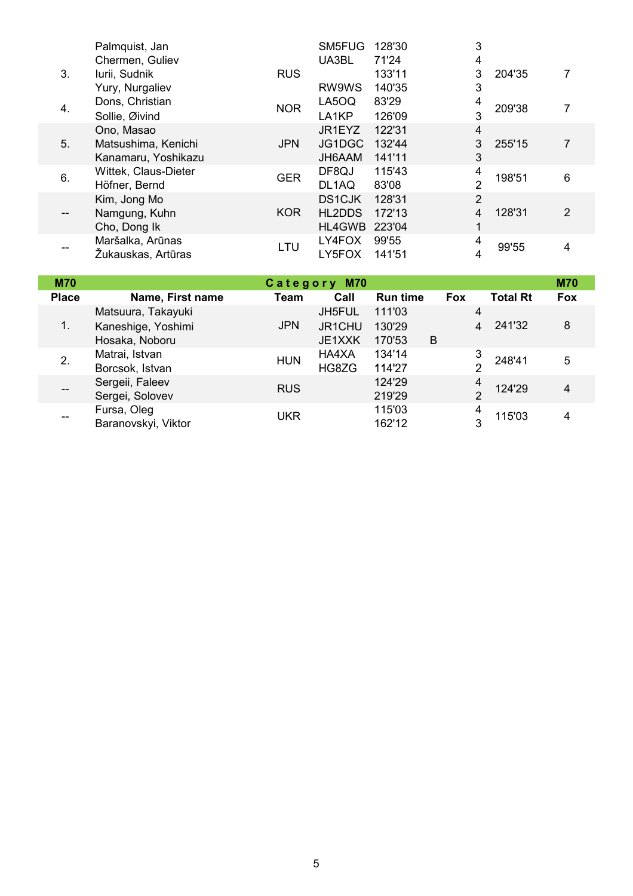| Place | Name, First name | Team | Call | Run time | | Fox | Total Rt | Fox |
|---|---|---|---|---|---|---|---|---|
| | Palmquist, Jan | | SM5FUG | 128'30 | | 3 | | |
| | Chermen, Guliev | | UA3BL | 71'24 | | 4 | | |
| 3. | Iurii, Sudnik | RUS | | 133'11 | | 3 | 204'35 | 7 |
| | Yury, Nurgaliev | | RW9WS | 140'35 | | 3 | | |
| 4. | Dons, Christian | NOR | LA5OQ | 83'29 | | 4 | 209'38 | 7 |
| | Sollie, Øivind | | LA1KP | 126'09 | | 3 | | |
| | Ono, Masao | | JR1EYZ | 122'31 | | 4 | | |
| 5. | Matsushima, Kenichi | JPN | JG1DGC | 132'44 | | 3 | 255'15 | 7 |
| | Kanamaru, Yoshikazu | | JH6AAM | 141'11 | | 3 | | |
| 6. | Wittek, Claus-Dieter | GER | DF8QJ | 115'43 | | 4 | 198'51 | 6 |
| | Höfner, Bernd | | DL1AQ | 83'08 | | 2 | | |
| | Kim, Jong Mo | | DS1CJK | 128'31 | | 2 | | |
| -- | Namgung, Kuhn | KOR | HL2DDS | 172'13 | | 4 | 128'31 | 2 |
| | Cho, Dong Ik | | HL4GWB | 223'04 | | 1 | | |
| -- | Maršalka, Arūnas | LTU | LY4FOX | 99'55 | | 4 | 99'55 | 4 |
| | Žukauskas, Artūras | | LY5FOX | 141'51 | | 4 | | |

| M70 | | Category M70 | | | | | | M70 |
|---|---|---|---|---|---|---|---|---|
| **Place** | **Name, First name** | **Team** | **Call** | **Run time** | **Fox** | | **Total Rt** | **Fox** |
| | Matsuura, Takayuki | | JH5FUL | 111'03 | | 4 | | |
| 1. | Kaneshige, Yoshimi | JPN | JR1CHU | 130'29 | | 4 | 241'32 | 8 |
| | Hosaka, Noboru | | JE1XXK | 170'53 | B | | | |
| 2. | Matrai, Istvan | HUN | HA4XA | 134'14 | | 3 | 248'41 | 5 |
| | Borcsok, Istvan | | HG8ZG | 114'27 | | 2 | | |
| -- | Sergeii, Faleev | RUS | | 124'29 | | 4 | 124'29 | 4 |
| | Sergei, Solovev | | | 219'29 | | 2 | | |
| -- | Fursa, Oleg | UKR | | 115'03 | | 4 | 115'03 | 4 |
| | Baranovskyi, Viktor | | | 162'12 | | 3 | | |